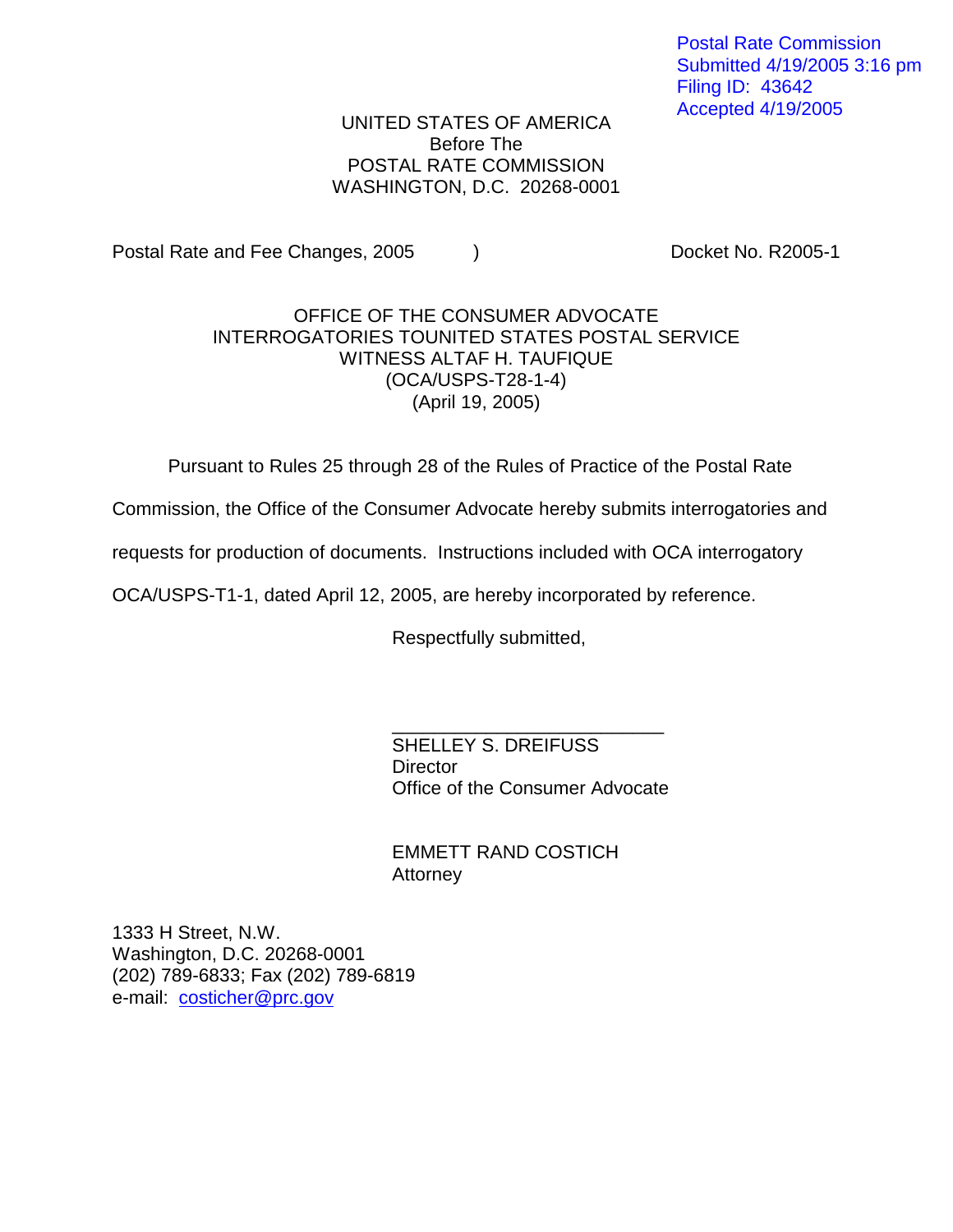Postal Rate Commission
Submitted 4/19/2005 3:16 pm
Filing ID: 43642
Accepted 4/19/2005

UNITED STATES OF AMERICA
Before The
POSTAL RATE COMMISSION
WASHINGTON, D.C. 20268-0001

Postal Rate and Fee Changes, 2005 ) Docket No. R2005-1

OFFICE OF THE CONSUMER ADVOCATE
INTERROGATORIES TOUNITED STATES POSTAL SERVICE
WITNESS ALTAF H. TAUFIQUE
(OCA/USPS-T28-1-4)
(April 19, 2005)

Pursuant to Rules 25 through 28 of the Rules of Practice of the Postal Rate Commission, the Office of the Consumer Advocate hereby submits interrogatories and requests for production of documents. Instructions included with OCA interrogatory OCA/USPS-T1-1, dated April 12, 2005, are hereby incorporated by reference.

Respectfully submitted,

\_\_\_\_\_\_\_\_\_\_\_\_\_\_\_\_\_\_\_\_\_\_\_\_\_\_\_
SHELLEY S. DREIFUSS
Director
Office of the Consumer Advocate

EMMETT RAND COSTICH
Attorney

1333 H Street, N.W.
Washington, D.C. 20268-0001
(202) 789-6833; Fax (202) 789-6819
e-mail: costicher@prc.gov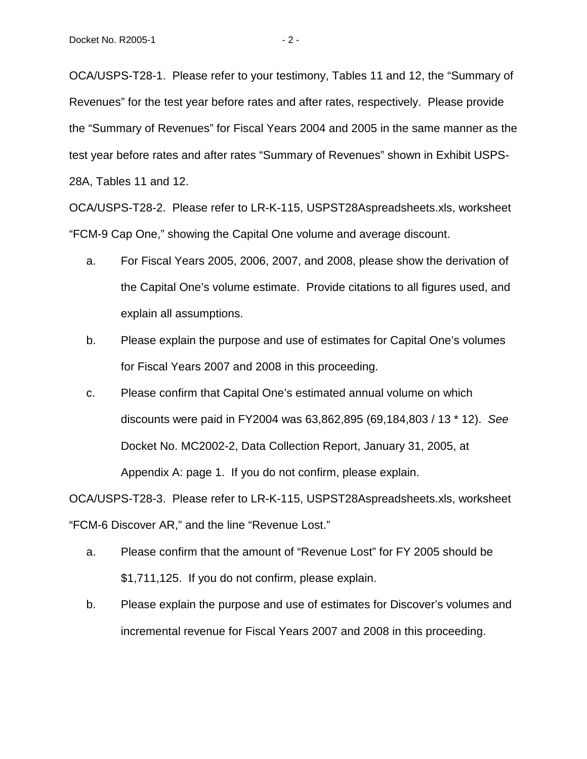OCA/USPS-T28-1. Please refer to your testimony, Tables 11 and 12, the "Summary of Revenues" for the test year before rates and after rates, respectively. Please provide the "Summary of Revenues" for Fiscal Years 2004 and 2005 in the same manner as the test year before rates and after rates "Summary of Revenues" shown in Exhibit USPS-28A, Tables 11 and 12.

OCA/USPS-T28-2. Please refer to LR-K-115, USPST28Aspreadsheets.xls, worksheet "FCM-9 Cap One," showing the Capital One volume and average discount.

a. For Fiscal Years 2005, 2006, 2007, and 2008, please show the derivation of the Capital One's volume estimate. Provide citations to all figures used, and explain all assumptions.

b. Please explain the purpose and use of estimates for Capital One's volumes for Fiscal Years 2007 and 2008 in this proceeding.

c. Please confirm that Capital One's estimated annual volume on which discounts were paid in FY2004 was 63,862,895 (69,184,803 / 13 * 12). *See* Docket No. MC2002-2, Data Collection Report, January 31, 2005, at Appendix A: page 1. If you do not confirm, please explain.

OCA/USPS-T28-3. Please refer to LR-K-115, USPST28Aspreadsheets.xls, worksheet "FCM-6 Discover AR," and the line "Revenue Lost."

a. Please confirm that the amount of "Revenue Lost" for FY 2005 should be $1,711,125. If you do not confirm, please explain.

b. Please explain the purpose and use of estimates for Discover's volumes and incremental revenue for Fiscal Years 2007 and 2008 in this proceeding.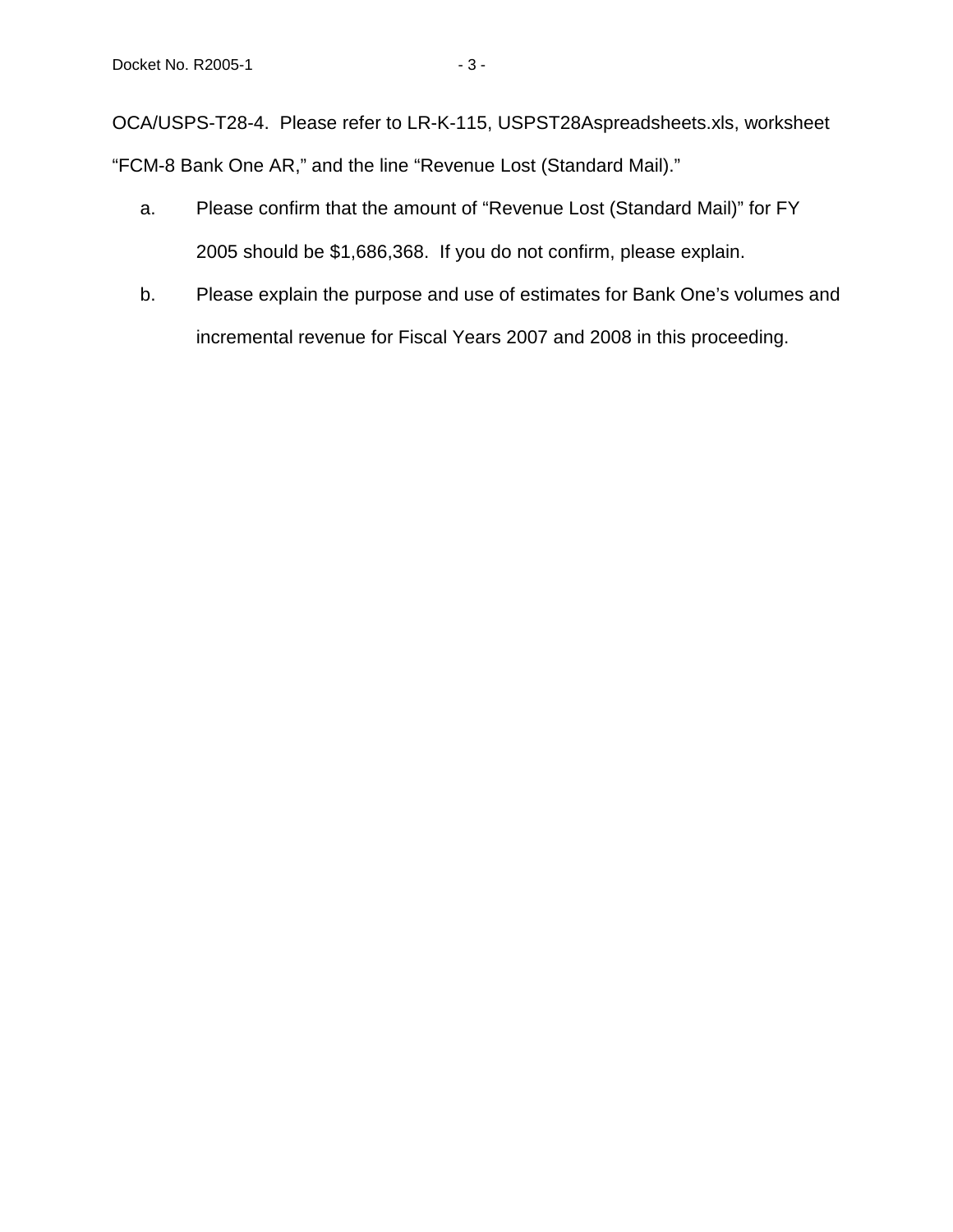OCA/USPS-T28-4. Please refer to LR-K-115, USPST28Aspreadsheets.xls, worksheet "FCM-8 Bank One AR," and the line "Revenue Lost (Standard Mail)."

a. Please confirm that the amount of "Revenue Lost (Standard Mail)" for FY 2005 should be $1,686,368. If you do not confirm, please explain.

b. Please explain the purpose and use of estimates for Bank One's volumes and incremental revenue for Fiscal Years 2007 and 2008 in this proceeding.